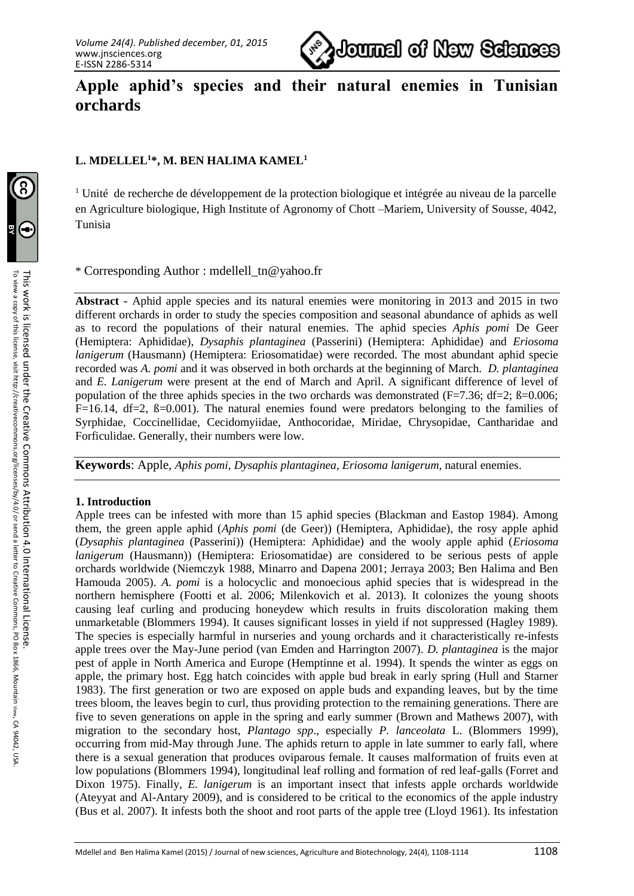# Apple aphid's species and their natural enemies in Tunisian orchards

**L. MDELLEL[1]*, M. BEN HALIMA KAMEL[1]**

[1] Unité de recherche de développement de la protection biologique et intégrée au niveau de la parcelle en Agriculture biologique, High Institute of Agronomy of Chott –Mariem, University of Sousse, 4042, Tunisia

* Corresponding Author : mdellell_tn@yahoo.fr

**Abstract -** Aphid apple species and its natural enemies were monitoring in 2013 and 2015 in two different orchards in order to study the species composition and seasonal abundance of aphids as well as to record the populations of their natural enemies. The aphid species *Aphis pomi* De Geer (Hemiptera: Aphididae), *Dysaphis plantaginea* (Passerini) (Hemiptera: Aphididae) and *Eriosoma lanigerum* (Hausmann) (Hemiptera: Eriosomatidae) were recorded. The most abundant aphid specie recorded was *A. pomi* and it was observed in both orchards at the beginning of March. *D. plantaginea* and *E. Lanigerum* were present at the end of March and April. A significant difference of level of population of the three aphids species in the two orchards was demonstrated ($F=7.36$; $df=2$; $ß=0.006$; $F=16.14$, $df=2$, $ß=0.001$). The natural enemies found were predators belonging to the families of Syrphidae, Coccinellidae, Cecidomyiidae, Anthocoridae, Miridae, Chrysopidae, Cantharidae and Forficulidae. Generally, their numbers were low.

**Keywords**: Apple, *Aphis pomi, Dysaphis plantaginea, Eriosoma lanigerum,* natural enemies.

## 1. Introduction

Apple trees can be infested with more than 15 aphid species (Blackman and Eastop 1984). Among them, the green apple aphid (*Aphis pomi* (de Geer)) (Hemiptera, Aphididae), the rosy apple aphid (*Dysaphis plantaginea* (Passerini)) (Hemiptera: Aphididae) and the wooly apple aphid (*Eriosoma lanigerum* (Hausmann)) (Hemiptera: Eriosomatidae) are considered to be serious pests of apple orchards worldwide (Niemczyk 1988, Minarro and Dapena 2001; Jerraya 2003; Ben Halima and Ben Hamouda 2005). *A. pomi* is a holocyclic and monoecious aphid species that is widespread in the northern hemisphere (Footti et al. 2006; Milenkovich et al. 2013). It colonizes the young shoots causing leaf curling and producing honeydew which results in fruits discoloration making them unmarketable (Blommers 1994). It causes significant losses in yield if not suppressed (Hagley 1989). The species is especially harmful in nurseries and young orchards and it characteristically re-infests apple trees over the May-June period (van Emden and Harrington 2007). *D. plantaginea* is the major pest of apple in North America and Europe (Hemptinne et al. 1994). It spends the winter as eggs on apple, the primary host. Egg hatch coincides with apple bud break in early spring (Hull and Starner 1983). The first generation or two are exposed on apple buds and expanding leaves, but by the time trees bloom, the leaves begin to curl, thus providing protection to the remaining generations. There are five to seven generations on apple in the spring and early summer (Brown and Mathews 2007), with migration to the secondary host, *Plantago spp*., especially *P. lanceolata* L. (Blommers 1999), occurring from mid-May through June. The aphids return to apple in late summer to early fall, where there is a sexual generation that produces oviparous female. It causes malformation of fruits even at low populations (Blommers 1994), longitudinal leaf rolling and formation of red leaf-galls (Forret and Dixon 1975). Finally, *E. lanigerum* is an important insect that infests apple orchards worldwide (Ateyyat and Al-Antary 2009), and is considered to be critical to the economics of the apple industry (Bus et al. 2007). It infests both the shoot and root parts of the apple tree (Lloyd 1961). Its infestation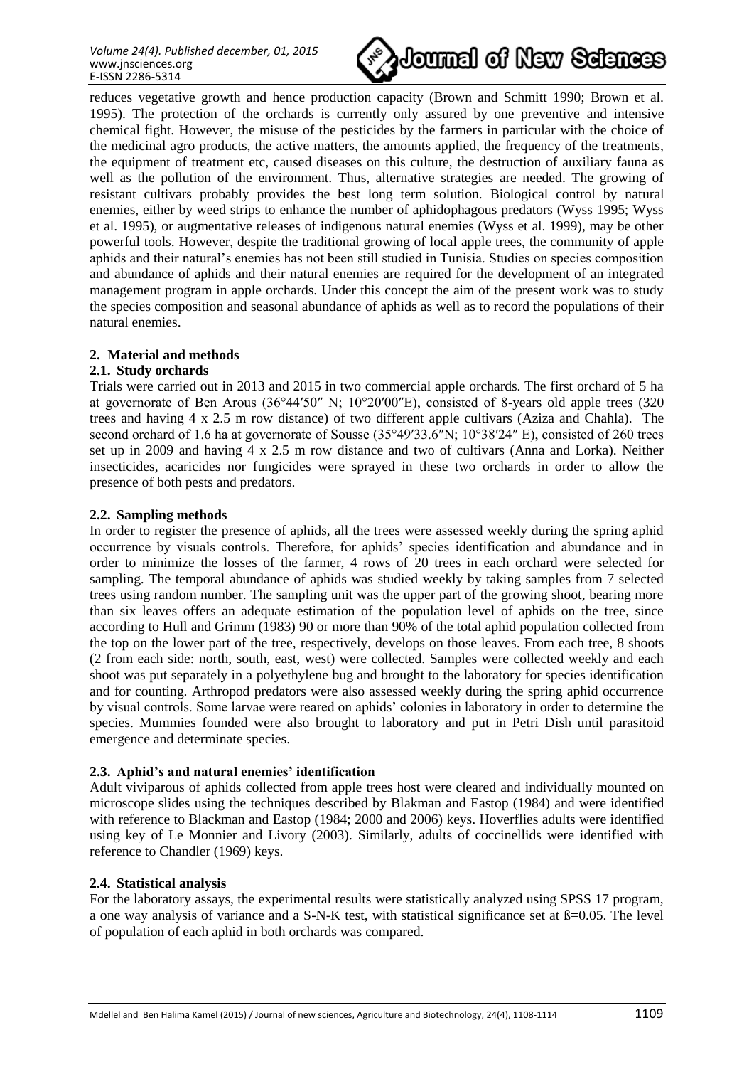reduces vegetative growth and hence production capacity (Brown and Schmitt 1990; Brown et al. 1995). The protection of the orchards is currently only assured by one preventive and intensive chemical fight. However, the misuse of the pesticides by the farmers in particular with the choice of the medicinal agro products, the active matters, the amounts applied, the frequency of the treatments, the equipment of treatment etc, caused diseases on this culture, the destruction of auxiliary fauna as well as the pollution of the environment. Thus, alternative strategies are needed. The growing of resistant cultivars probably provides the best long term solution. Biological control by natural enemies, either by weed strips to enhance the number of aphidophagous predators (Wyss 1995; Wyss et al. 1995), or augmentative releases of indigenous natural enemies (Wyss et al. 1999), may be other powerful tools. However, despite the traditional growing of local apple trees, the community of apple aphids and their natural's enemies has not been still studied in Tunisia. Studies on species composition and abundance of aphids and their natural enemies are required for the development of an integrated management program in apple orchards. Under this concept the aim of the present work was to study the species composition and seasonal abundance of aphids as well as to record the populations of their natural enemies.

## 2. Material and methods

### 2.1. Study orchards

Trials were carried out in 2013 and 2015 in two commercial apple orchards. The first orchard of 5 ha at governorate of Ben Arous (36°44′50″ N; 10°20′00″E), consisted of 8-years old apple trees (320 trees and having 4 x 2.5 m row distance) of two different apple cultivars (Aziza and Chahla). The second orchard of 1.6 ha at governorate of Sousse (35°49′33.6″N; 10°38′24″ E), consisted of 260 trees set up in 2009 and having 4 x 2.5 m row distance and two of cultivars (Anna and Lorka). Neither insecticides, acaricides nor fungicides were sprayed in these two orchards in order to allow the presence of both pests and predators.

### 2.2. Sampling methods

In order to register the presence of aphids, all the trees were assessed weekly during the spring aphid occurrence by visuals controls. Therefore, for aphids' species identification and abundance and in order to minimize the losses of the farmer, 4 rows of 20 trees in each orchard were selected for sampling. The temporal abundance of aphids was studied weekly by taking samples from 7 selected trees using random number. The sampling unit was the upper part of the growing shoot, bearing more than six leaves offers an adequate estimation of the population level of aphids on the tree, since according to Hull and Grimm (1983) 90 or more than 90% of the total aphid population collected from the top on the lower part of the tree, respectively, develops on those leaves. From each tree, 8 shoots (2 from each side: north, south, east, west) were collected. Samples were collected weekly and each shoot was put separately in a polyethylene bug and brought to the laboratory for species identification and for counting. Arthropod predators were also assessed weekly during the spring aphid occurrence by visual controls. Some larvae were reared on aphids' colonies in laboratory in order to determine the species. Mummies founded were also brought to laboratory and put in Petri Dish until parasitoid emergence and determinate species.

### 2.3. Aphid's and natural enemies' identification

Adult viviparous of aphids collected from apple trees host were cleared and individually mounted on microscope slides using the techniques described by Blakman and Eastop (1984) and were identified with reference to Blackman and Eastop (1984; 2000 and 2006) keys. Hoverflies adults were identified using key of Le Monnier and Livory (2003). Similarly, adults of coccinellids were identified with reference to Chandler (1969) keys.

### 2.4. Statistical analysis

For the laboratory assays, the experimental results were statistically analyzed using SPSS 17 program, a one way analysis of variance and a S-N-K test, with statistical significance set at ß=0.05. The level of population of each aphid in both orchards was compared.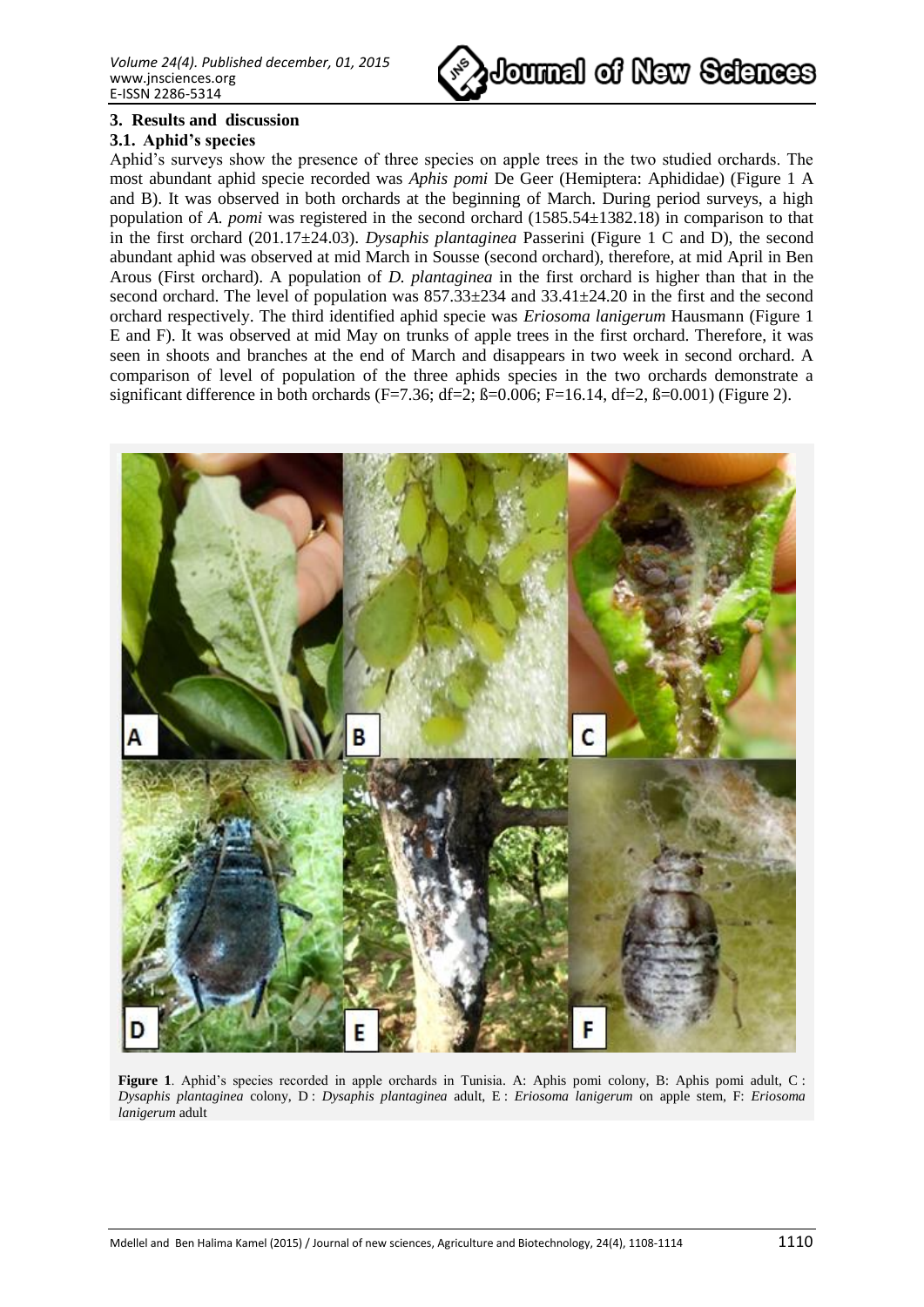### 3. Results and discussion

### 3.1. Aphid's species

Aphid's surveys show the presence of three species on apple trees in the two studied orchards. The most abundant aphid specie recorded was *Aphis pomi* De Geer (Hemiptera: Aphididae) (Figure 1 A and B). It was observed in both orchards at the beginning of March. During period surveys, a high population of *A. pomi* was registered in the second orchard (1585.54±1382.18) in comparison to that in the first orchard (201.17±24.03). *Dysaphis plantaginea* Passerini (Figure 1 C and D), the second abundant aphid was observed at mid March in Sousse (second orchard), therefore, at mid April in Ben Arous (First orchard). A population of *D. plantaginea* in the first orchard is higher than that in the second orchard. The level of population was 857.33±234 and 33.41±24.20 in the first and the second orchard respectively. The third identified aphid specie was *Eriosoma lanigerum* Hausmann (Figure 1 E and F). It was observed at mid May on trunks of apple trees in the first orchard. Therefore, it was seen in shoots and branches at the end of March and disappears in two week in second orchard. A comparison of level of population of the three aphids species in the two orchards demonstrate a significant difference in both orchards ($F=7.36$; $df=2$; $ß=0.006$; $F=16.14$, $df=2$, $ß=0.001$) (Figure 2).

**Figure 1**. Aphid's species recorded in apple orchards in Tunisia. A: Aphis pomi colony, B: Aphis pomi adult, C : *Dysaphis plantaginea* colony, D : *Dysaphis plantaginea* adult, E : *Eriosoma lanigerum* on apple stem, F: *Eriosoma lanigerum* adult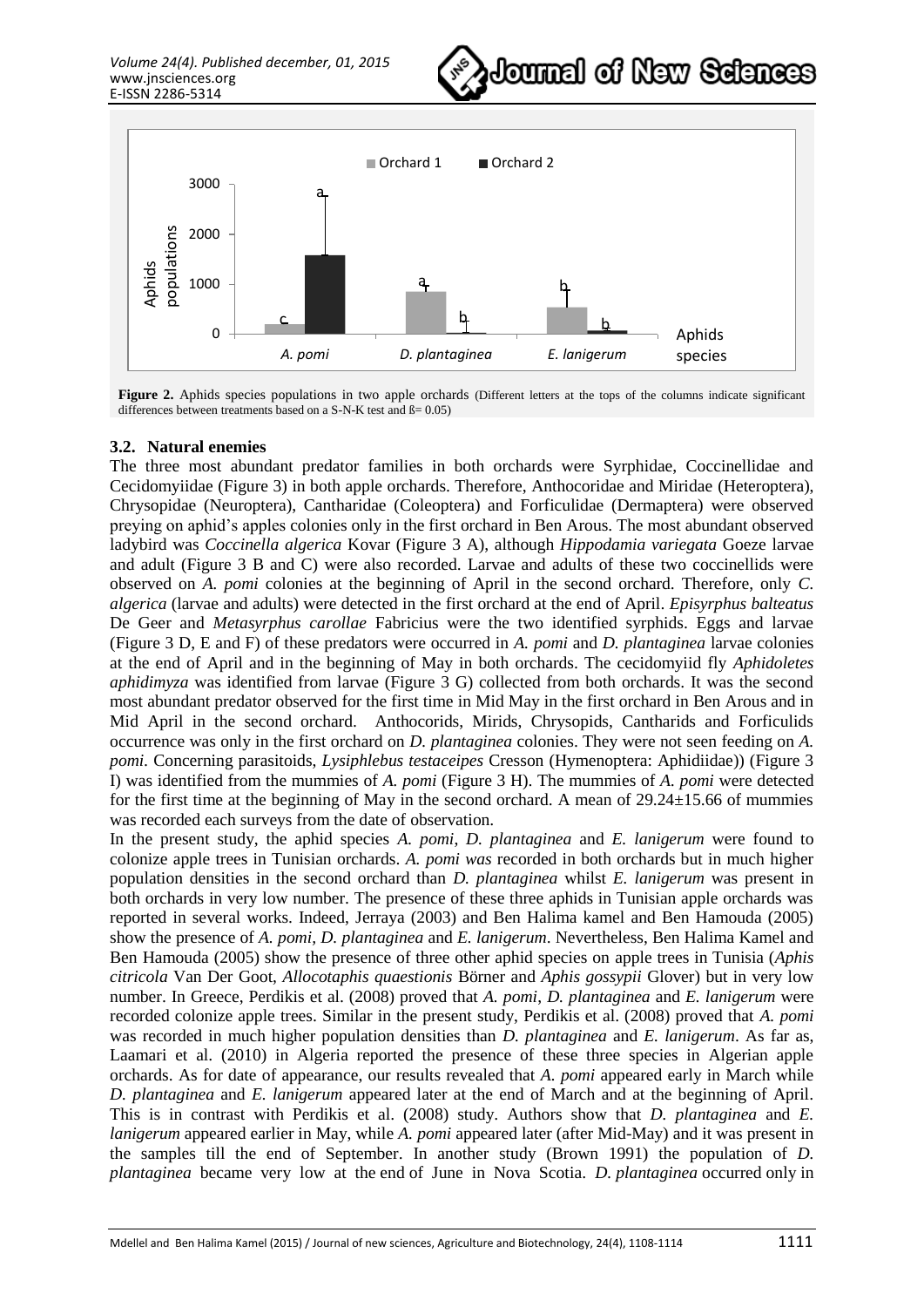**Figure 2.** Aphids species populations in two apple orchards (Different letters at the tops of the columns indicate significant differences between treatments based on a S-N-K test and ß= 0.05)

### 3.2. Natural enemies

The three most abundant predator families in both orchards were Syrphidae, Coccinellidae and Cecidomyiidae (Figure 3) in both apple orchards. Therefore, Anthocoridae and Miridae (Heteroptera), Chrysopidae (Neuroptera), Cantharidae (Coleoptera) and Forficulidae (Dermaptera) were observed preying on aphid's apples colonies only in the first orchard in Ben Arous. The most abundant observed ladybird was *Coccinella algerica* Kovar (Figure 3 A), although *Hippodamia variegata* Goeze larvae and adult (Figure 3 B and C) were also recorded. Larvae and adults of these two coccinellids were observed on *A. pomi* colonies at the beginning of April in the second orchard. Therefore, only *C. algerica* (larvae and adults) were detected in the first orchard at the end of April. *Episyrphus balteatus* De Geer and *Metasyrphus carollae* Fabricius were the two identified syrphids. Eggs and larvae (Figure 3 D, E and F) of these predators were occurred in *A. pomi* and *D. plantaginea* larvae colonies at the end of April and in the beginning of May in both orchards. The cecidomyiid fly *Aphidoletes aphidimyza* was identified from larvae (Figure 3 G) collected from both orchards. It was the second most abundant predator observed for the first time in Mid May in the first orchard in Ben Arous and in Mid April in the second orchard. Anthocorids, Mirids, Chrysopids, Cantharids and Forficulids occurrence was only in the first orchard on *D. plantaginea* colonies. They were not seen feeding on *A. pomi*. Concerning parasitoids, *Lysiphlebus testaceipes* Cresson (Hymenoptera: Aphidiidae)) (Figure 3 I) was identified from the mummies of *A. pomi* (Figure 3 H). The mummies of *A. pomi* were detected for the first time at the beginning of May in the second orchard. A mean of 29.24±15.66 of mummies was recorded each surveys from the date of observation.

In the present study, the aphid species *A. pomi*, *D. plantaginea* and *E. lanigerum* were found to colonize apple trees in Tunisian orchards. *A. pomi was* recorded in both orchards but in much higher population densities in the second orchard than *D. plantaginea* whilst *E. lanigerum* was present in both orchards in very low number. The presence of these three aphids in Tunisian apple orchards was reported in several works. Indeed, Jerraya (2003) and Ben Halima kamel and Ben Hamouda (2005) show the presence of *A. pomi*, *D. plantaginea* and *E. lanigerum*. Nevertheless, Ben Halima Kamel and Ben Hamouda (2005) show the presence of three other aphid species on apple trees in Tunisia (*Aphis citricola* Van Der Goot, *Allocotaphis quaestionis* Börner and *Aphis gossypii* Glover) but in very low number. In Greece, Perdikis et al. (2008) proved that *A. pomi*, *D. plantaginea* and *E. lanigerum* were recorded colonize apple trees. Similar in the present study, Perdikis et al. (2008) proved that *A. pomi* was recorded in much higher population densities than *D. plantaginea* and *E. lanigerum*. As far as, Laamari et al. (2010) in Algeria reported the presence of these three species in Algerian apple orchards. As for date of appearance, our results revealed that *A. pomi* appeared early in March while *D. plantaginea* and *E. lanigerum* appeared later at the end of March and at the beginning of April. This is in contrast with Perdikis et al. (2008) study. Authors show that *D. plantaginea* and *E. lanigerum* appeared earlier in May, while *A. pomi* appeared later (after Mid-May) and it was present in the samples till the end of September. In another study (Brown 1991) the population of *D. plantaginea* became very low at the end of June in Nova Scotia. *D. plantaginea* occurred only in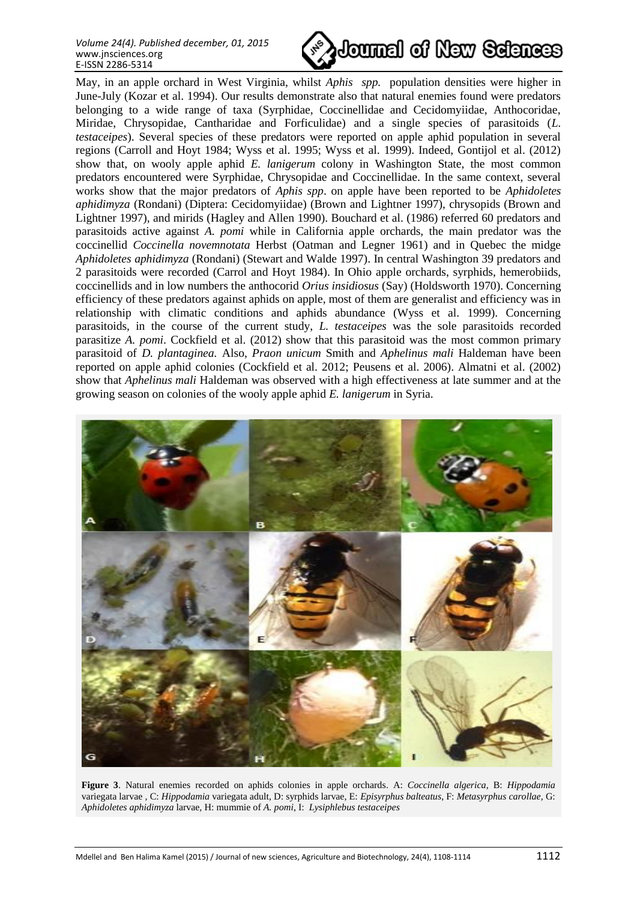May, in an apple orchard in West Virginia, whilst *Aphis spp.* population densities were higher in June-July (Kozar et al. 1994). Our results demonstrate also that natural enemies found were predators belonging to a wide range of taxa (Syrphidae, Coccinellidae and Cecidomyiidae, Anthocoridae, Miridae, Chrysopidae, Cantharidae and Forficulidae) and a single species of parasitoids (*L. testaceipes*). Several species of these predators were reported on apple aphid population in several regions (Carroll and Hoyt 1984; Wyss et al. 1995; Wyss et al. 1999). Indeed, Gontijol et al. (2012) show that, on wooly apple aphid *E. lanigerum* colony in Washington State, the most common predators encountered were Syrphidae, Chrysopidae and Coccinellidae. In the same context, several works show that the major predators of *Aphis spp*. on apple have been reported to be *Aphidoletes aphidimyza* (Rondani) (Diptera: Cecidomyiidae) (Brown and Lightner 1997), chrysopids (Brown and Lightner 1997), and mirids (Hagley and Allen 1990). Bouchard et al. (1986) referred 60 predators and parasitoids active against *A. pomi* while in California apple orchards, the main predator was the coccinellid *Coccinella novemnotata* Herbst (Oatman and Legner 1961) and in Quebec the midge *Aphidoletes aphidimyza* (Rondani) (Stewart and Walde 1997). In central Washington 39 predators and 2 parasitoids were recorded (Carrol and Hoyt 1984). In Ohio apple orchards, syrphids, hemerobiids, coccinellids and in low numbers the anthocorid *Orius insidiosus* (Say) (Holdsworth 1970). Concerning efficiency of these predators against aphids on apple, most of them are generalist and efficiency was in relationship with climatic conditions and aphids abundance (Wyss et al. 1999). Concerning parasitoids, in the course of the current study, *L. testaceipes* was the sole parasitoids recorded parasitize *A. pomi*. Cockfield et al. (2012) show that this parasitoid was the most common primary parasitoid of *D. plantaginea*. Also, *Praon unicum* Smith and *Aphelinus mali* Haldeman have been reported on apple aphid colonies (Cockfield et al. 2012; Peusens et al. 2006). Almatni et al. (2002) show that *Aphelinus mali* Haldeman was observed with a high effectiveness at late summer and at the growing season on colonies of the wooly apple aphid *E. lanigerum* in Syria.

**Figure 3**. Natural enemies recorded on aphids colonies in apple orchards. A: *Coccinella algerica*, B: *Hippodamia* variegata larvae , C: *Hippodamia* variegata adult, D: syrphids larvae, E: *Episyrphus balteatus*, F: *Metasyrphus carollae*, G: *Aphidoletes aphidimyza* larvae, H: mummie of *A. pomi*, I: *Lysiphlebus testaceipes*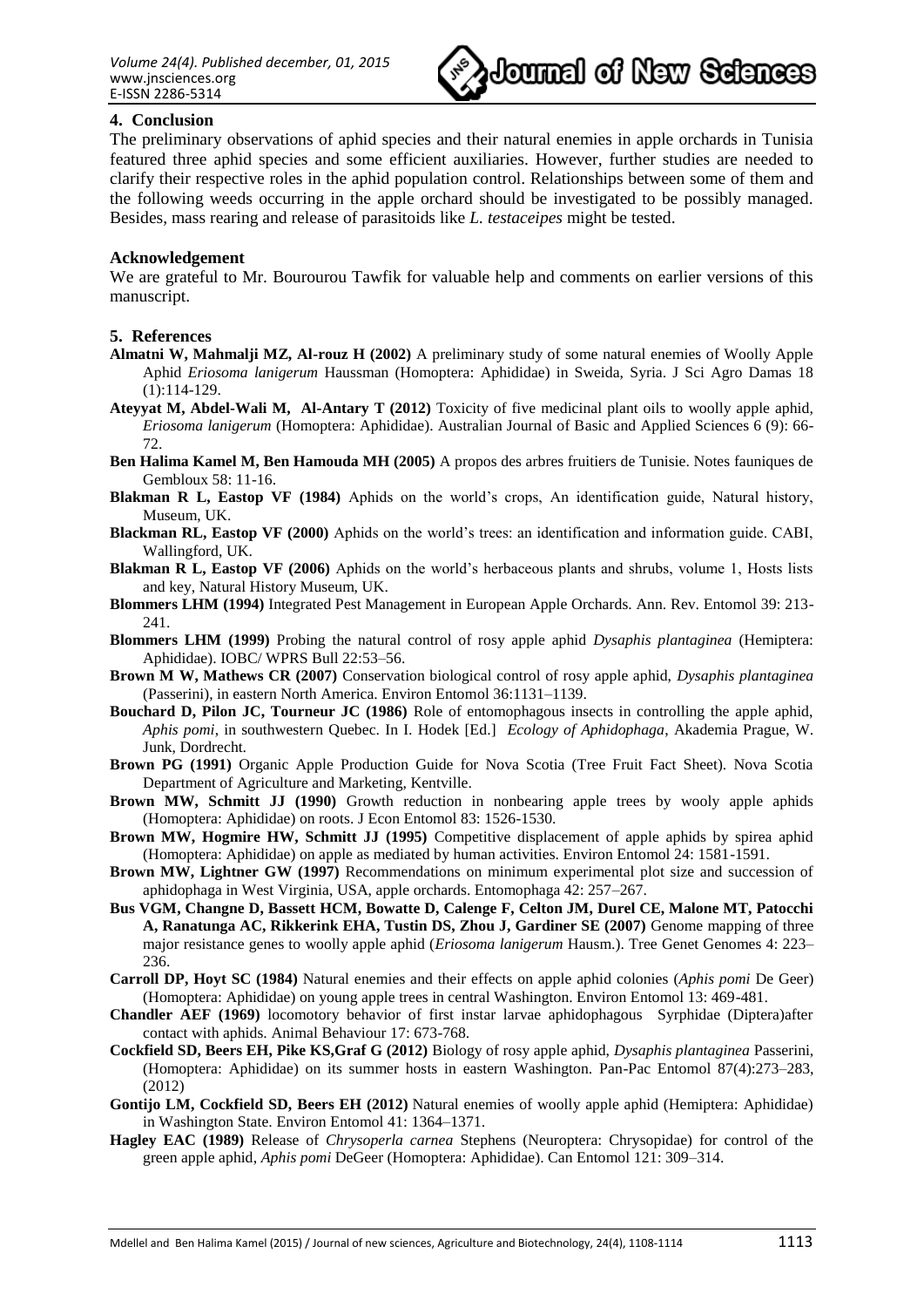## 4. Conclusion

The preliminary observations of aphid species and their natural enemies in apple orchards in Tunisia featured three aphid species and some efficient auxiliaries. However, further studies are needed to clarify their respective roles in the aphid population control. Relationships between some of them and the following weeds occurring in the apple orchard should be investigated to be possibly managed. Besides, mass rearing and release of parasitoids like *L. testaceipes* might be tested.

### Acknowledgement

We are grateful to Mr. Bourourou Tawfik for valuable help and comments on earlier versions of this manuscript.

## 5. References

**Almatni W, Mahmalji MZ, Al-rouz H (2002)** A preliminary study of some natural enemies of Woolly Apple Aphid *Eriosoma lanigerum* Haussman (Homoptera: Aphididae) in Sweida, Syria. J Sci Agro Damas 18 (1):114-129.

**Ateyyat M, Abdel-Wali M, Al-Antary T (2012)** Toxicity of five medicinal plant oils to woolly apple aphid, *Eriosoma lanigerum* (Homoptera: Aphididae). Australian Journal of Basic and Applied Sciences 6 (9): 66-72.

**Ben Halima Kamel M, Ben Hamouda MH (2005)** A propos des arbres fruitiers de Tunisie. Notes fauniques de Gembloux 58: 11-16.

**Blakman R L, Eastop VF (1984)** Aphids on the world's crops, An identification guide, Natural history, Museum, UK.

**Blackman RL, Eastop VF (2000)** Aphids on the world's trees: an identification and information guide. CABI, Wallingford, UK.

**Blakman R L, Eastop VF (2006)** Aphids on the world's herbaceous plants and shrubs, volume 1, Hosts lists and key, Natural History Museum, UK.

**Blommers LHM (1994)** Integrated Pest Management in European Apple Orchards. Ann. Rev. Entomol 39: 213-241.

**Blommers LHM (1999)** Probing the natural control of rosy apple aphid *Dysaphis plantaginea* (Hemiptera: Aphididae). IOBC/ WPRS Bull 22:53–56.

**Brown M W, Mathews CR (2007)** Conservation biological control of rosy apple aphid, *Dysaphis plantaginea* (Passerini), in eastern North America. Environ Entomol 36:1131–1139.

**Bouchard D, Pilon JC, Tourneur JC (1986)** Role of entomophagous insects in controlling the apple aphid, *Aphis pomi*, in southwestern Quebec. In I. Hodek [Ed.] *Ecology of Aphidophaga*, Akademia Prague, W. Junk, Dordrecht.

**Brown PG (1991)** Organic Apple Production Guide for Nova Scotia (Tree Fruit Fact Sheet). Nova Scotia Department of Agriculture and Marketing, Kentville.

**Brown MW, Schmitt JJ (1990)** Growth reduction in nonbearing apple trees by wooly apple aphids (Homoptera: Aphididae) on roots. J Econ Entomol 83: 1526-1530.

**Brown MW, Hogmire HW, Schmitt JJ (1995)** Competitive displacement of apple aphids by spirea aphid (Homoptera: Aphididae) on apple as mediated by human activities. Environ Entomol 24: 1581-1591.

**Brown MW, Lightner GW (1997)** Recommendations on minimum experimental plot size and succession of aphidophaga in West Virginia, USA, apple orchards. Entomophaga 42: 257–267.

**Bus VGM, Changne D, Bassett HCM, Bowatte D, Calenge F, Celton JM, Durel CE, Malone MT, Patocchi A, Ranatunga AC, Rikkerink EHA, Tustin DS, Zhou J, Gardiner SE (2007)** Genome mapping of three major resistance genes to woolly apple aphid (*Eriosoma lanigerum* Hausm.). Tree Genet Genomes 4: 223–236.

**Carroll DP, Hoyt SC (1984)** Natural enemies and their effects on apple aphid colonies (*Aphis pomi* De Geer) (Homoptera: Aphididae) on young apple trees in central Washington. Environ Entomol 13: 469-481.

**Chandler AEF (1969)** locomotory behavior of first instar larvae aphidophagous Syrphidae (Diptera)after contact with aphids. Animal Behaviour 17: 673-768.

**Cockfield SD, Beers EH, Pike KS,Graf G (2012)** Biology of rosy apple aphid, *Dysaphis plantaginea* Passerini, (Homoptera: Aphididae) on its summer hosts in eastern Washington. Pan-Pac Entomol 87(4):273–283, (2012)

**Gontijo LM, Cockfield SD, Beers EH (2012)** Natural enemies of woolly apple aphid (Hemiptera: Aphididae) in Washington State. Environ Entomol 41: 1364–1371.

**Hagley EAC (1989)** Release of *Chrysoperla carnea* Stephens (Neuroptera: Chrysopidae) for control of the green apple aphid, *Aphis pomi* DeGeer (Homoptera: Aphididae). Can Entomol 121: 309–314.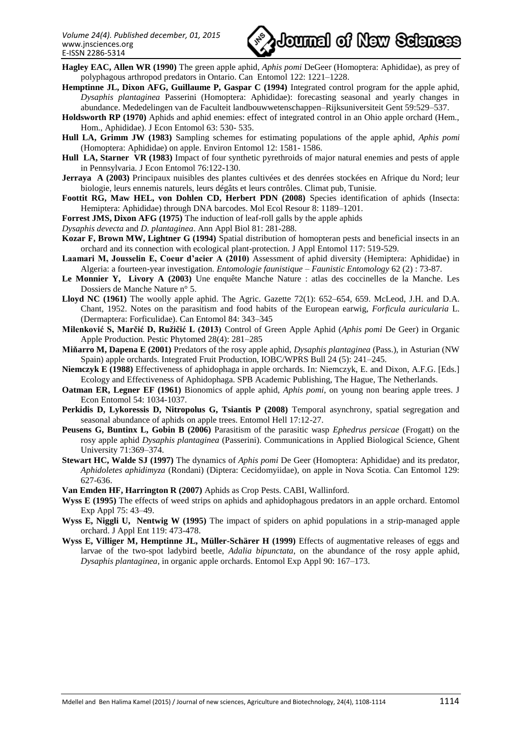**Hagley EAC, Allen WR (1990)** The green apple aphid, *Aphis pomi* DeGeer (Homoptera: Aphididae), as prey of polyphagous arthropod predators in Ontario. Can Entomol 122: 1221–1228.

**Hemptinne JL, Dixon AFG, Guillaume P, Gaspar C (1994)** Integrated control program for the apple aphid, *Dysaphis plantaginea* Passerini (Homoptera: Aphididae): forecasting seasonal and yearly changes in abundance. Mededelingen van de Faculteit landbouwwetenschappen–Rijksuniversiteit Gent 59:529–537.

**Holdsworth RP (1970)** Aphids and aphid enemies: effect of integrated control in an Ohio apple orchard (Hem., Hom., Aphididae). J Econ Entomol 63: 530- 535.

**Hull LA, Grimm JW (1983)** Sampling schemes for estimating populations of the apple aphid, *Aphis pomi* (Homoptera: Aphididae) on apple. Environ Entomol 12: 1581- 1586.

**Hull LA, Starner VR (1983)** Impact of four synthetic pyrethroids of major natural enemies and pests of apple in Pennsylvaria. J Econ Entomol 76:122-130.

**Jerraya A (2003)** Principaux nuisibles des plantes cultivées et des denrées stockées en Afrique du Nord; leur biologie, leurs ennemis naturels, leurs dégâts et leurs contrôles. Climat pub, Tunisie.

**Foottit RG, Maw HEL, von Dohlen CD, Herbert PDN (2008)** Species identification of aphids (Insecta: Hemiptera: Aphididae) through DNA barcodes. Mol Ecol Resour 8: 1189–1201.

**Forrest JMS, Dixon AFG (1975)** The induction of leaf-roll galls by the apple aphids *Dysaphis devecta* and *D. plantaginea*. Ann Appl Biol 81: 281-288.

**Kozar F, Brown MW, Lightner G (1994)** Spatial distribution of homopteran pests and beneficial insects in an orchard and its connection with ecological plant-protection. J Appl Entomol 117: 519-529.

**Laamari M, Jousselin E, Coeur d'acier A (2010)** Assessment of aphid diversity (Hemiptera: Aphididae) in Algeria: a fourteen-year investigation. *Entomologie faunistique – Faunistic Entomology* 62 (2) : 73-87.

**Le Monnier Y, Livory A (2003)** Une enquête Manche Nature : atlas des coccinelles de la Manche. Les Dossiers de Manche Nature n° 5.

**Lloyd NC (1961)** The woolly apple aphid. The Agric. Gazette 72(1): 652–654, 659. McLeod, J.H. and D.A. Chant, 1952. Notes on the parasitism and food habits of the European earwig, *Forficula auricularia* L. (Dermaptera: Forficulidae). Can Entomol 84: 343–345

**Milenković S, Marčić D, Ružičić L (2013)** Control of Green Apple Aphid (*Aphis pomi* De Geer) in Organic Apple Production. Pestic Phytomed 28(4): 281–285

**Miňarro M, Dapena E (2001)** Predators of the rosy apple aphid, *Dysaphis plantaginea* (Pass.), in Asturian (NW Spain) apple orchards. Integrated Fruit Production, IOBC/WPRS Bull 24 (5): 241–245.

**Niemczyk E (1988)** Effectiveness of aphidophaga in apple orchards. In: Niemczyk, E. and Dixon, A.F.G. [Eds.] Ecology and Effectiveness of Aphidophaga. SPB Academic Publishing, The Hague, The Netherlands.

**Oatman ER, Legner EF (1961)** Bionomics of apple aphid, *Aphis pomi*, on young non bearing apple trees. J Econ Entomol 54: 1034-1037.

**Perkidis D, Lykoressis D, Nitropolus G, Tsiantis P (2008)** Temporal asynchrony, spatial segregation and seasonal abundance of aphids on apple trees. Entomol Hell 17:12-27.

**Peusens G, Buntinx L, Gobin B (2006)** Parasitism of the parasitic wasp *Ephedrus persicae* (Frogatt) on the rosy apple aphid *Dysaphis plantaginea* (Passerini). Communications in Applied Biological Science, Ghent University 71:369–374.

**Stewart HC, Walde SJ (1997)** The dynamics of *Aphis pomi* De Geer (Homoptera: Aphididae) and its predator, *Aphidoletes aphidimyza* (Rondani) (Diptera: Cecidomyiidae), on apple in Nova Scotia. Can Entomol 129: 627-636.

**Van Emden HF, Harrington R (2007)** Aphids as Crop Pests. CABI, Wallinford.

**Wyss E (1995)** The effects of weed strips on aphids and aphidophagous predators in an apple orchard. Entomol Exp Appl 75: 43–49.

**Wyss E, Niggli U, Nentwig W (1995)** The impact of spiders on aphid populations in a strip-managed apple orchard. J Appl Ent 119: 473-478.

**Wyss E, Villiger M, Hemptinne JL, Müller-Schärer H (1999)** Effects of augmentative releases of eggs and larvae of the two-spot ladybird beetle, *Adalia bipunctata*, on the abundance of the rosy apple aphid, *Dysaphis plantaginea*, in organic apple orchards. Entomol Exp Appl 90: 167–173.